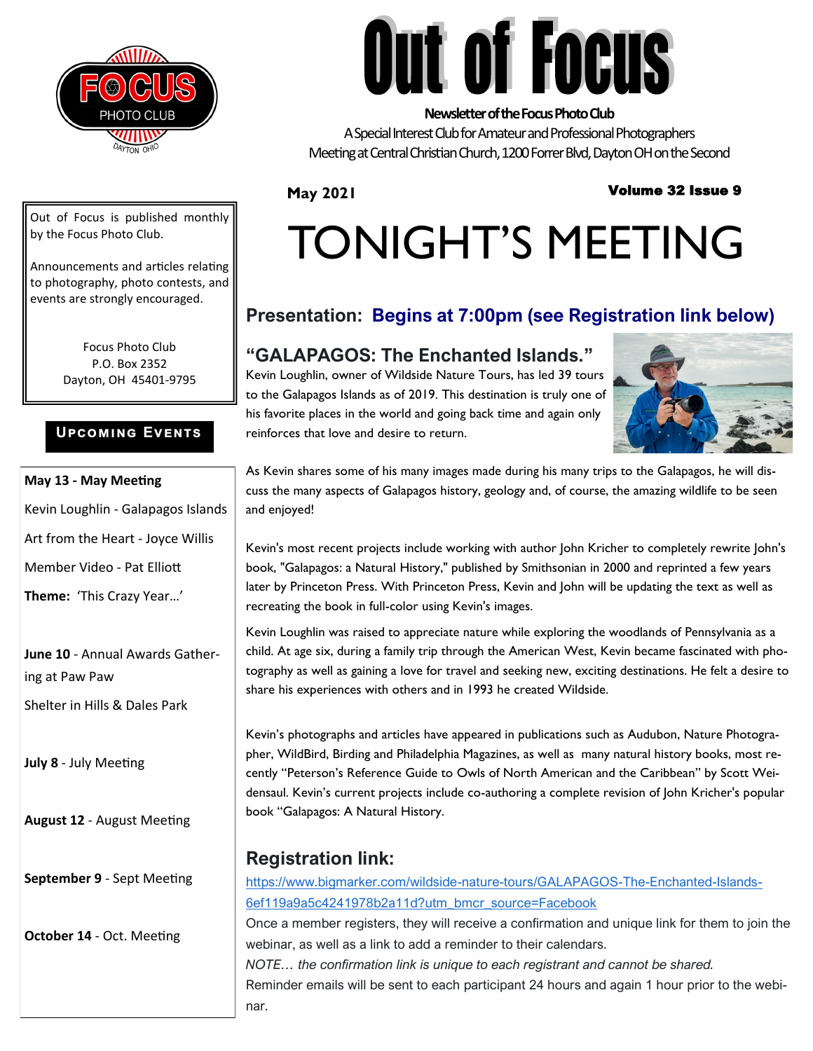# Out of Focus

**Newsletter of the Focus Photo Club**

A Special Interest Club for Amateur and Professional Photographers

Meeting at Central Christian Church, 1200 Forrer Blvd, Dayton OH on the Second

**May 2021** **Volume 32 Issue 9**

Out of Focus is published monthly by the Focus Photo Club.

Announcements and articles relating to photography, photo contests, and events are strongly encouraged.

Focus Photo Club
P.O. Box 2352
Dayton, OH 45401-9795

## Upcoming Events

**May 13 - May Meeting**

Kevin Loughlin - Galapagos Islands

Art from the Heart - Joyce Willis

Member Video - Pat Elliott

**Theme:** 'This Crazy Year…'

**June 10** - Annual Awards Gathering at Paw Paw

Shelter in Hills & Dales Park

**July 8** - July Meeting

**August 12** - August Meeting

**September 9** - Sept Meeting

**October 14** - Oct. Meeting

# TONIGHT'S MEETING

## Presentation: Begins at 7:00pm (see Registration link below)

### "GALAPAGOS: The Enchanted Islands."

Kevin Loughlin, owner of Wildside Nature Tours, has led 39 tours to the Galapagos Islands as of 2019. This destination is truly one of his favorite places in the world and going back time and again only reinforces that love and desire to return.

As Kevin shares some of his many images made during his many trips to the Galapagos, he will discuss the many aspects of Galapagos history, geology and, of course, the amazing wildlife to be seen and enjoyed!

Kevin's most recent projects include working with author John Kricher to completely rewrite John's book, "Galapagos: a Natural History," published by Smithsonian in 2000 and reprinted a few years later by Princeton Press. With Princeton Press, Kevin and John will be updating the text as well as recreating the book in full-color using Kevin's images.

Kevin Loughlin was raised to appreciate nature while exploring the woodlands of Pennsylvania as a child. At age six, during a family trip through the American West, Kevin became fascinated with photography as well as gaining a love for travel and seeking new, exciting destinations. He felt a desire to share his experiences with others and in 1993 he created Wildside.

Kevin's photographs and articles have appeared in publications such as Audubon, Nature Photographer, WildBird, Birding and Philadelphia Magazines, as well as many natural history books, most recently "Peterson's Reference Guide to Owls of North American and the Caribbean" by Scott Weidensaul. Kevin's current projects include co-authoring a complete revision of John Kricher's popular book "Galapagos: A Natural History.

## Registration link:

https://www.bigmarker.com/wildside-nature-tours/GALAPAGOS-The-Enchanted-Islands-6ef119a9a5c4241978b2a11d?utm_bmcr_source=Facebook

Once a member registers, they will receive a confirmation and unique link for them to join the webinar, as well as a link to add a reminder to their calendars.

*NOTE… the confirmation link is unique to each registrant and cannot be shared.*

Reminder emails will be sent to each participant 24 hours and again 1 hour prior to the webinar.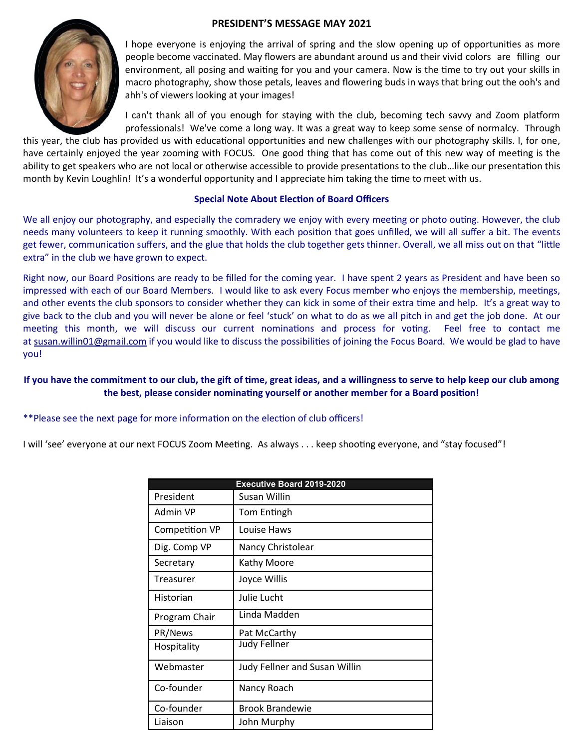## PRESIDENT'S MESSAGE MAY 2021

I hope everyone is enjoying the arrival of spring and the slow opening up of opportunities as more people become vaccinated. May flowers are abundant around us and their vivid colors are filling our environment, all posing and waiting for you and your camera. Now is the time to try out your skills in macro photography, show those petals, leaves and flowering buds in ways that bring out the ooh's and ahh's of viewers looking at your images!

I can't thank all of you enough for staying with the club, becoming tech savvy and Zoom platform professionals! We've come a long way. It was a great way to keep some sense of normalcy. Through this year, the club has provided us with educational opportunities and new challenges with our photography skills. I, for one, have certainly enjoyed the year zooming with FOCUS. One good thing that has come out of this new way of meeting is the ability to get speakers who are not local or otherwise accessible to provide presentations to the club…like our presentation this month by Kevin Loughlin! It's a wonderful opportunity and I appreciate him taking the time to meet with us.

### Special Note About Election of Board Officers

We all enjoy our photography, and especially the comradery we enjoy with every meeting or photo outing. However, the club needs many volunteers to keep it running smoothly. With each position that goes unfilled, we will all suffer a bit. The events get fewer, communication suffers, and the glue that holds the club together gets thinner. Overall, we all miss out on that "little extra" in the club we have grown to expect.

Right now, our Board Positions are ready to be filled for the coming year. I have spent 2 years as President and have been so impressed with each of our Board Members. I would like to ask every Focus member who enjoys the membership, meetings, and other events the club sponsors to consider whether they can kick in some of their extra time and help. It's a great way to give back to the club and you will never be alone or feel 'stuck' on what to do as we all pitch in and get the job done. At our meeting this month, we will discuss our current nominations and process for voting. Feel free to contact me at susan.willin01@gmail.com if you would like to discuss the possibilities of joining the Focus Board. We would be glad to have you!

**If you have the commitment to our club, the gift of time, great ideas, and a willingness to serve to help keep our club among the best, please consider nominating yourself or another member for a Board position!**

**Please see the next page for more information on the election of club officers!

I will 'see' everyone at our next FOCUS Zoom Meeting. As always . . . keep shooting everyone, and "stay focused"!

| Executive Board 2019-2020 | |
|---|---|
| President | Susan Willin |
| Admin VP | Tom Entingh |
| Competition VP | Louise Haws |
| Dig. Comp VP | Nancy Christolear |
| Secretary | Kathy Moore |
| Treasurer | Joyce Willis |
| Historian | Julie Lucht |
| Program Chair | Linda Madden |
| PR/News | Pat McCarthy |
| Hospitality | Judy Fellner |
| Webmaster | Judy Fellner and Susan Willin |
| Co-founder | Nancy Roach |
| Co-founder | Brook Brandewie |
| Liaison | John Murphy |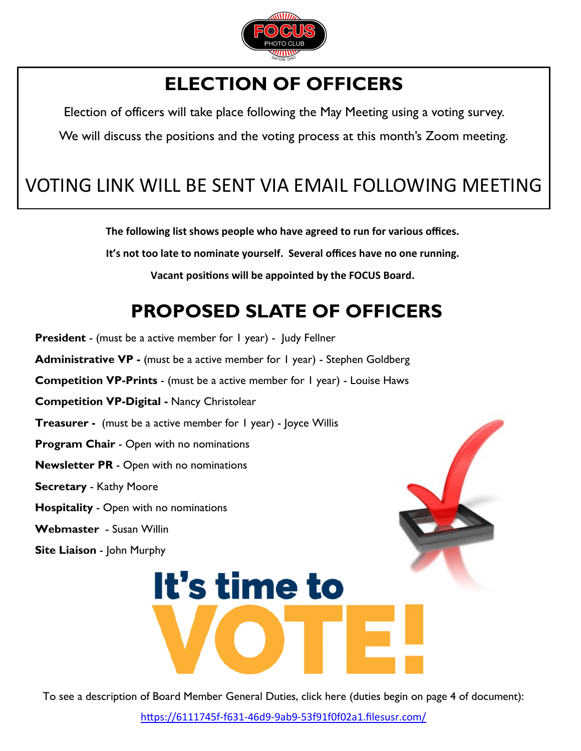# ELECTION OF OFFICERS

Election of officers will take place following the May Meeting using a voting survey.

We will discuss the positions and the voting process at this month's Zoom meeting.

VOTING LINK WILL BE SENT VIA EMAIL FOLLOWING MEETING

**The following list shows people who have agreed to run for various offices.**

**It's not too late to nominate yourself. Several offices have no one running.**

**Vacant positions will be appointed by the FOCUS Board.**

## PROPOSED SLATE OF OFFICERS

**President** - (must be a active member for 1 year) - Judy Fellner

**Administrative VP -** (must be a active member for 1 year) - Stephen Goldberg

**Competition VP-Prints** - (must be a active member for 1 year) - Louise Haws

**Competition VP-Digital -** Nancy Christolear

**Treasurer -** (must be a active member for 1 year) - Joyce Willis

**Program Chair** - Open with no nominations

**Newsletter PR** - Open with no nominations

**Secretary** - Kathy Moore

**Hospitality** - Open with no nominations

**Webmaster** - Susan Willin

**Site Liaison** - John Murphy

It's time to VOTE!

To see a description of Board Member General Duties, click here (duties begin on page 4 of document):

https://6111745f-f631-46d9-9ab9-53f91f0f02a1.filesusr.com/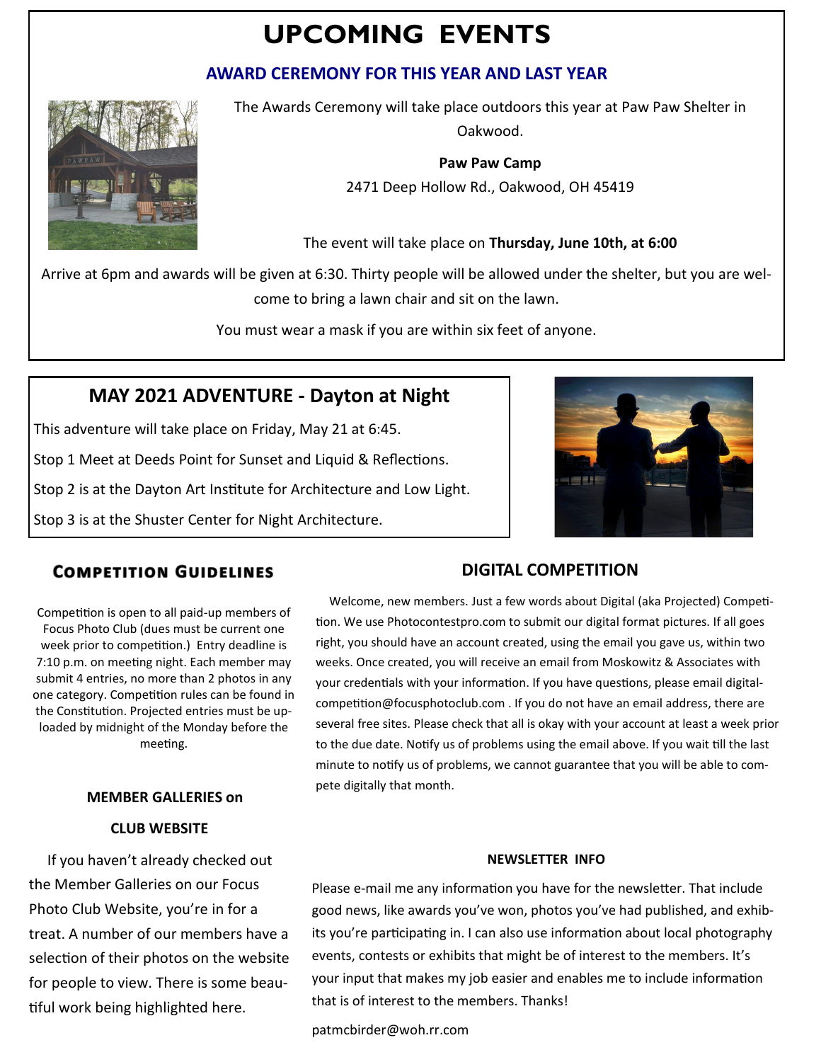# UPCOMING EVENTS

## AWARD CEREMONY FOR THIS YEAR AND LAST YEAR

The Awards Ceremony will take place outdoors this year at Paw Paw Shelter in Oakwood.

**Paw Paw Camp**
2471 Deep Hollow Rd., Oakwood, OH 45419

The event will take place on **Thursday, June 10th, at 6:00**

Arrive at 6pm and awards will be given at 6:30. Thirty people will be allowed under the shelter, but you are welcome to bring a lawn chair and sit on the lawn.

You must wear a mask if you are within six feet of anyone.

## MAY 2021 ADVENTURE - Dayton at Night

This adventure will take place on Friday, May 21 at 6:45.

Stop 1 Meet at Deeds Point for Sunset and Liquid & Reflections.

Stop 2 is at the Dayton Art Institute for Architecture and Low Light.

Stop 3 is at the Shuster Center for Night Architecture.

## COMPETITION GUIDELINES

Competition is open to all paid-up members of Focus Photo Club (dues must be current one week prior to competition.) Entry deadline is 7:10 p.m. on meeting night. Each member may submit 4 entries, no more than 2 photos in any one category. Competition rules can be found in the Constitution. Projected entries must be uploaded by midnight of the Monday before the meeting.

### MEMBER GALLERIES on CLUB WEBSITE

If you haven't already checked out the Member Galleries on our Focus Photo Club Website, you're in for a treat. A number of our members have a selection of their photos on the website for people to view. There is some beautiful work being highlighted here.

## DIGITAL COMPETITION

Welcome, new members. Just a few words about Digital (aka Projected) Competition. We use Photocontestpro.com to submit our digital format pictures. If all goes right, you should have an account created, using the email you gave us, within two weeks. Once created, you will receive an email from Moskowitz & Associates with your credentials with your information. If you have questions, please email digital-competition@focusphotoclub.com . If you do not have an email address, there are several free sites. Please check that all is okay with your account at least a week prior to the due date. Notify us of problems using the email above. If you wait till the last minute to notify us of problems, we cannot guarantee that you will be able to compete digitally that month.

### NEWSLETTER INFO

Please e-mail me any information you have for the newsletter. That include good news, like awards you've won, photos you've had published, and exhibits you're participating in. I can also use information about local photography events, contests or exhibits that might be of interest to the members. It's your input that makes my job easier and enables me to include information that is of interest to the members. Thanks!

patmcbirder@woh.rr.com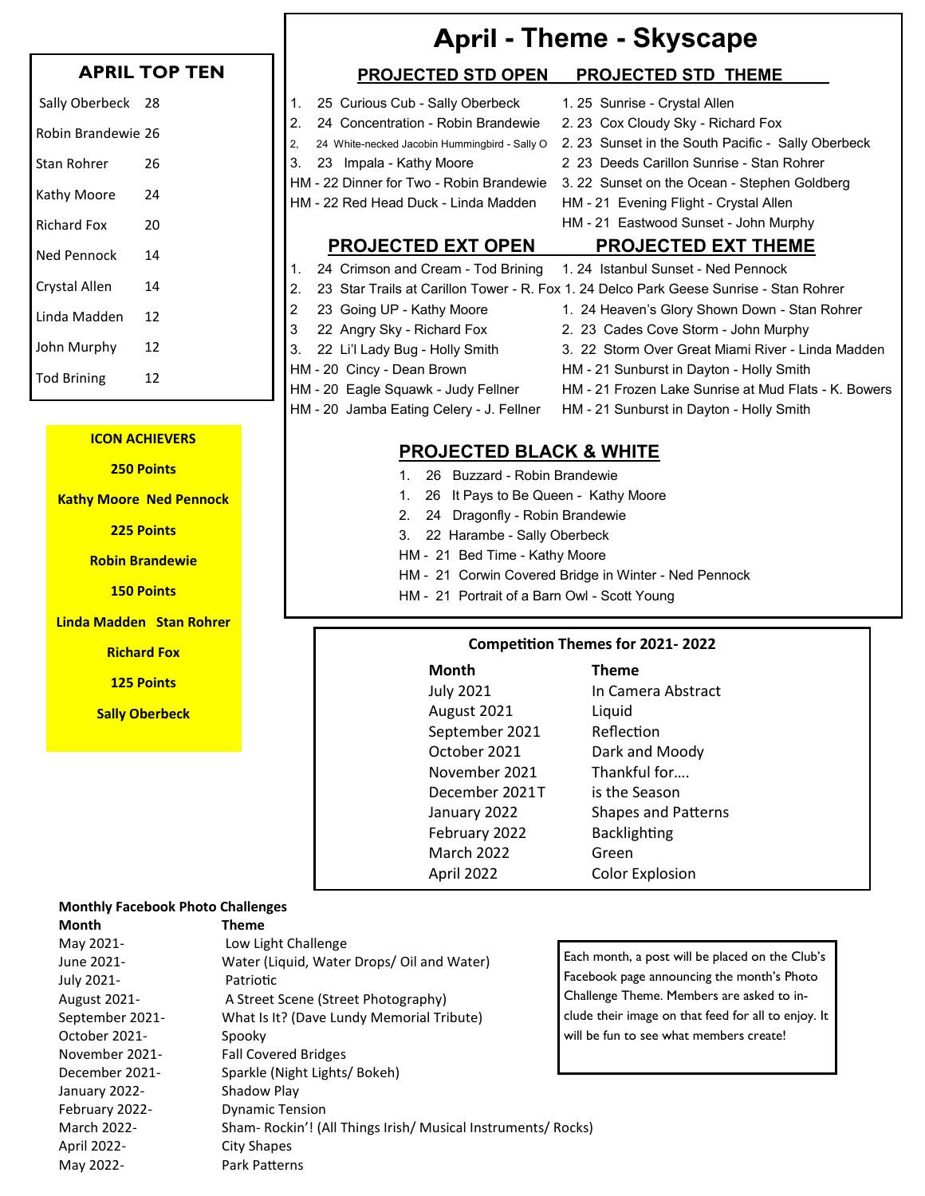## APRIL TOP TEN

| | |
|---|---|
| Sally Oberbeck | 28 |
| Robin Brandewie | 26 |
| Stan Rohrer | 26 |
| Kathy Moore | 24 |
| Richard Fox | 20 |
| Ned Pennock | 14 |
| Crystal Allen | 14 |
| Linda Madden | 12 |
| John Murphy | 12 |
| Tod Brining | 12 |

**ICON ACHIEVERS**

**250 Points**

**Kathy Moore Ned Pennock**

**225 Points**

**Robin Brandewie**

**150 Points**

**Linda Madden Stan Rohrer**

**Richard Fox**

**125 Points**

**Sally Oberbeck**

# April - Theme - Skyscape

### PROJECTED STD OPEN

1. 25 Curious Cub - Sally Oberbeck
2. 24 Concentration - Robin Brandewie
2. 24 White-necked Jacobin Hummingbird - Sally O
3. 23 Impala - Kathy Moore

HM - 22 Dinner for Two - Robin Brandewie
HM - 22 Red Head Duck - Linda Madden

### PROJECTED STD THEME

1. 25 Sunrise - Crystal Allen
2. 23 Cox Cloudy Sky - Richard Fox
2. 23 Sunset in the South Pacific - Sally Oberbeck
2 23 Deeds Carillon Sunrise - Stan Rohrer
3. 22 Sunset on the Ocean - Stephen Goldberg

HM - 21 Evening Flight - Crystal Allen
HM - 21 Eastwood Sunset - John Murphy

### PROJECTED EXT OPEN

1. 24 Crimson and Cream - Tod Brining
2. 23 Star Trails at Carillon Tower - R. Fox
2 23 Going UP - Kathy Moore
3 22 Angry Sky - Richard Fox
3. 22 Li'l Lady Bug - Holly Smith

HM - 20 Cincy - Dean Brown
HM - 20 Eagle Squawk - Judy Fellner
HM - 20 Jamba Eating Celery - J. Fellner

### PROJECTED EXT THEME

1. 24 Istanbul Sunset - Ned Pennock
1. 24 Delco Park Geese Sunrise - Stan Rohrer
1. 24 Heaven's Glory Shown Down - Stan Rohrer
2. 23 Cades Cove Storm - John Murphy
3. 22 Storm Over Great Miami River - Linda Madden

HM - 21 Sunburst in Dayton - Holly Smith
HM - 21 Frozen Lake Sunrise at Mud Flats - K. Bowers
HM - 21 Sunburst in Dayton - Holly Smith

### PROJECTED BLACK & WHITE

1. 26 Buzzard - Robin Brandewie
1. 26 It Pays to Be Queen - Kathy Moore
2. 24 Dragonfly - Robin Brandewie
3. 22 Harambe - Sally Oberbeck

HM - 21 Bed Time - Kathy Moore
HM - 21 Corwin Covered Bridge in Winter - Ned Pennock
HM - 21 Portrait of a Barn Owl - Scott Young

**Competition Themes for 2021- 2022**

| Month | Theme |
|---|---|
| July 2021 | In Camera Abstract |
| August 2021 | Liquid |
| September 2021 | Reflection |
| October 2021 | Dark and Moody |
| November 2021 | Thankful for…. |
| December 2021T | is the Season |
| January 2022 | Shapes and Patterns |
| February 2022 | Backlighting |
| March 2022 | Green |
| April 2022 | Color Explosion |

**Monthly Facebook Photo Challenges**

| Month | Theme |
|---|---|
| May 2021- | Low Light Challenge |
| June 2021- | Water (Liquid, Water Drops/ Oil and Water) |
| July 2021- | Patriotic |
| August 2021- | A Street Scene (Street Photography) |
| September 2021- | What Is It? (Dave Lundy Memorial Tribute) |
| October 2021- | Spooky |
| November 2021- | Fall Covered Bridges |
| December 2021- | Sparkle (Night Lights/ Bokeh) |
| January 2022- | Shadow Play |
| February 2022- | Dynamic Tension |
| March 2022- | Sham- Rockin'! (All Things Irish/ Musical Instruments/ Rocks) |
| April 2022- | City Shapes |
| May 2022- | Park Patterns |

Each month, a post will be placed on the Club's Facebook page announcing the month's Photo Challenge Theme. Members are asked to include their image on that feed for all to enjoy. It will be fun to see what members create!